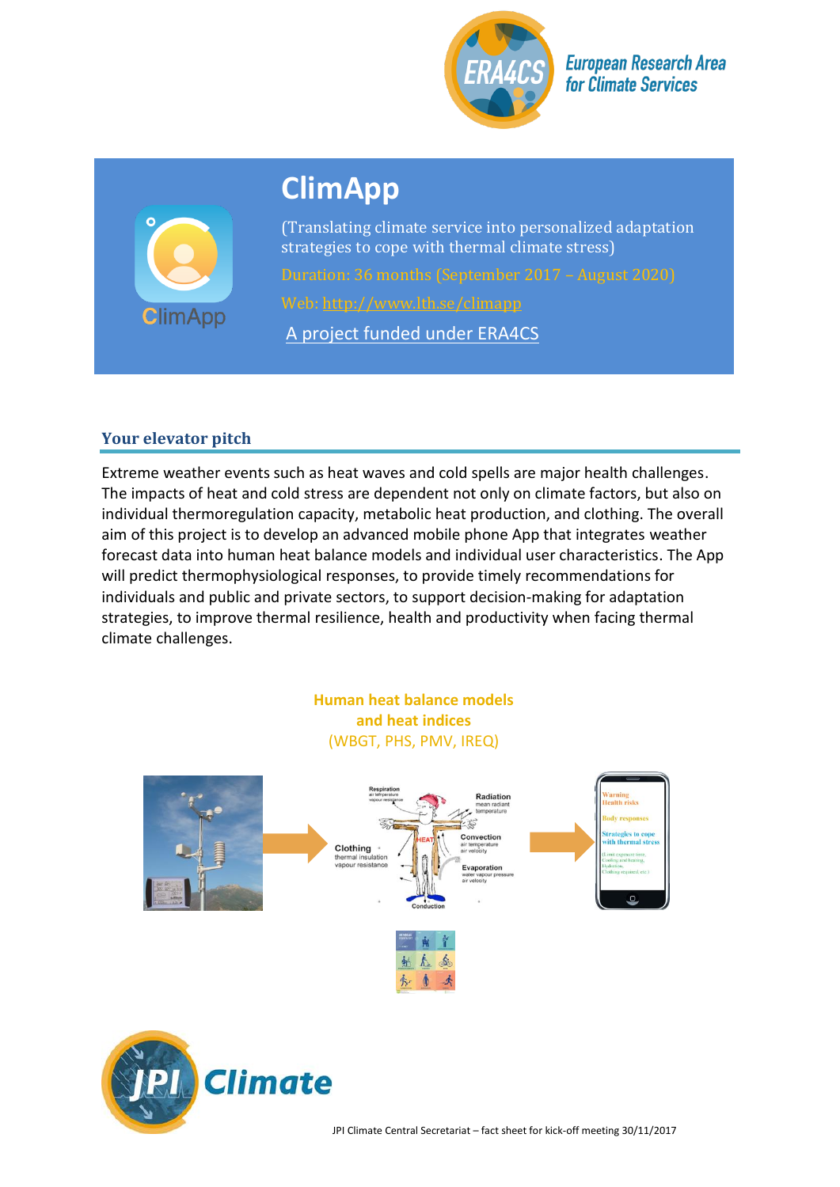European Research Area for Climate Services

# ClimApp

(Translating climate service into personalized adaptation strategies to cope with thermal climate stress)

Duration: 36 months (September 2017 – August 2020)

Web: http://www.lth.se/climapp

A project funded under ERA4CS

## Your elevator pitch

Extreme weather events such as heat waves and cold spells are major health challenges. The impacts of heat and cold stress are dependent not only on climate factors, but also on individual thermoregulation capacity, metabolic heat production, and clothing. The overall aim of this project is to develop an advanced mobile phone App that integrates weather forecast data into human heat balance models and individual user characteristics. The App will predict thermophysiological responses, to provide timely recommendations for individuals and public and private sectors, to support decision-making for adaptation strategies, to improve thermal resilience, health and productivity when facing thermal climate challenges.

**Human heat balance models and heat indices**
(WBGT, PHS, PMV, IREQ)

JPI Climate Central Secretariat – fact sheet for kick-off meeting 30/11/2017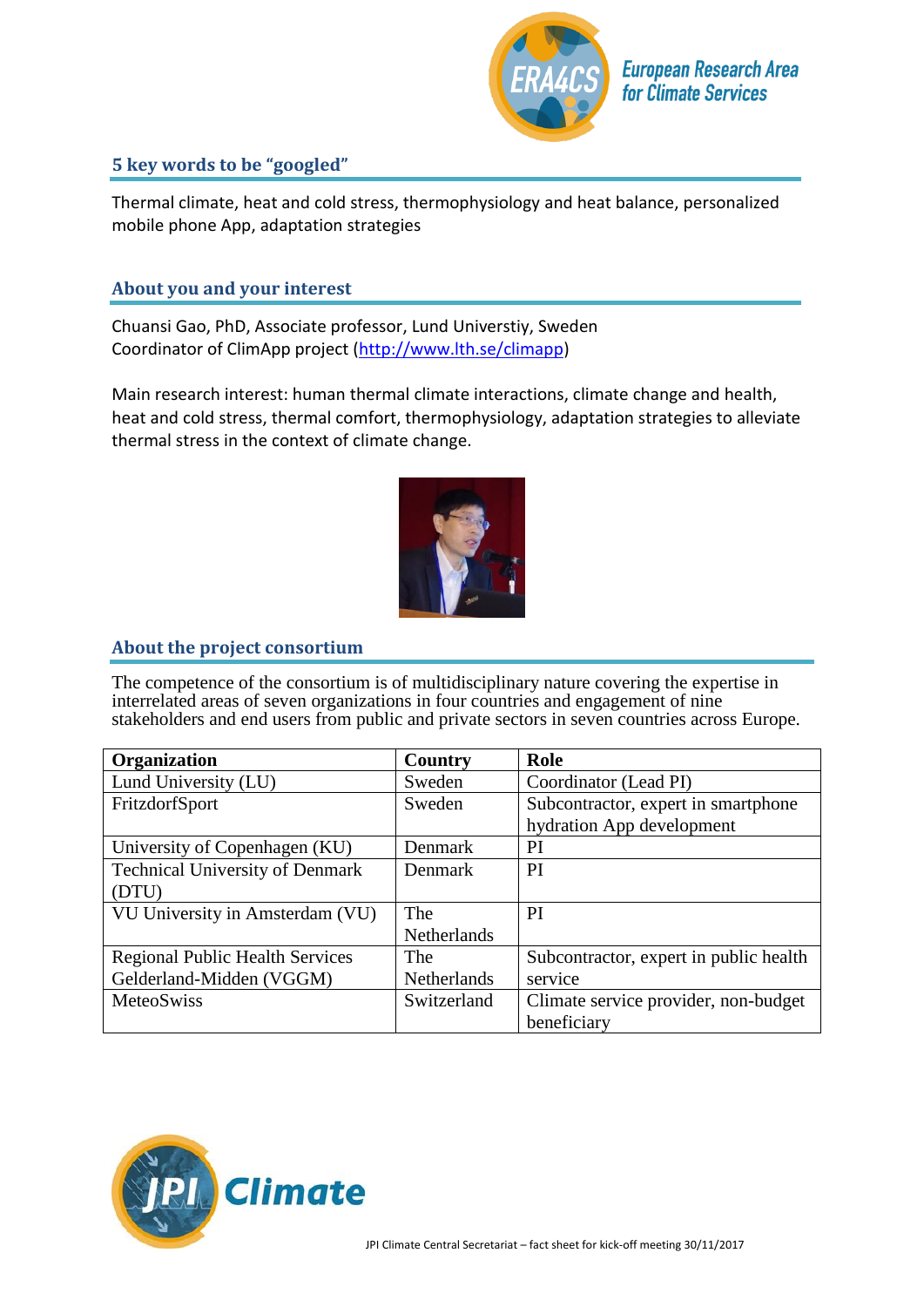## 5 key words to be "googled"

Thermal climate, heat and cold stress, thermophysiology and heat balance, personalized mobile phone App, adaptation strategies

## About you and your interest

Chuansi Gao, PhD, Associate professor, Lund Universtiy, Sweden
Coordinator of ClimApp project (http://www.lth.se/climapp)

Main research interest: human thermal climate interactions, climate change and health, heat and cold stress, thermal comfort, thermophysiology, adaptation strategies to alleviate thermal stress in the context of climate change.

## About the project consortium

The competence of the consortium is of multidisciplinary nature covering the expertise in interrelated areas of seven organizations in four countries and engagement of nine stakeholders and end users from public and private sectors in seven countries across Europe.

| Organization | Country | Role |
|---|---|---|
| Lund University (LU) | Sweden | Coordinator (Lead PI) |
| FritzdorfSport | Sweden | Subcontractor, expert in smartphone hydration App development |
| University of Copenhagen (KU) | Denmark | PI |
| Technical University of Denmark (DTU) | Denmark | PI |
| VU University in Amsterdam (VU) | The Netherlands | PI |
| Regional Public Health Services Gelderland-Midden (VGGM) | The Netherlands | Subcontractor, expert in public health service |
| MeteoSwiss | Switzerland | Climate service provider, non-budget beneficiary |